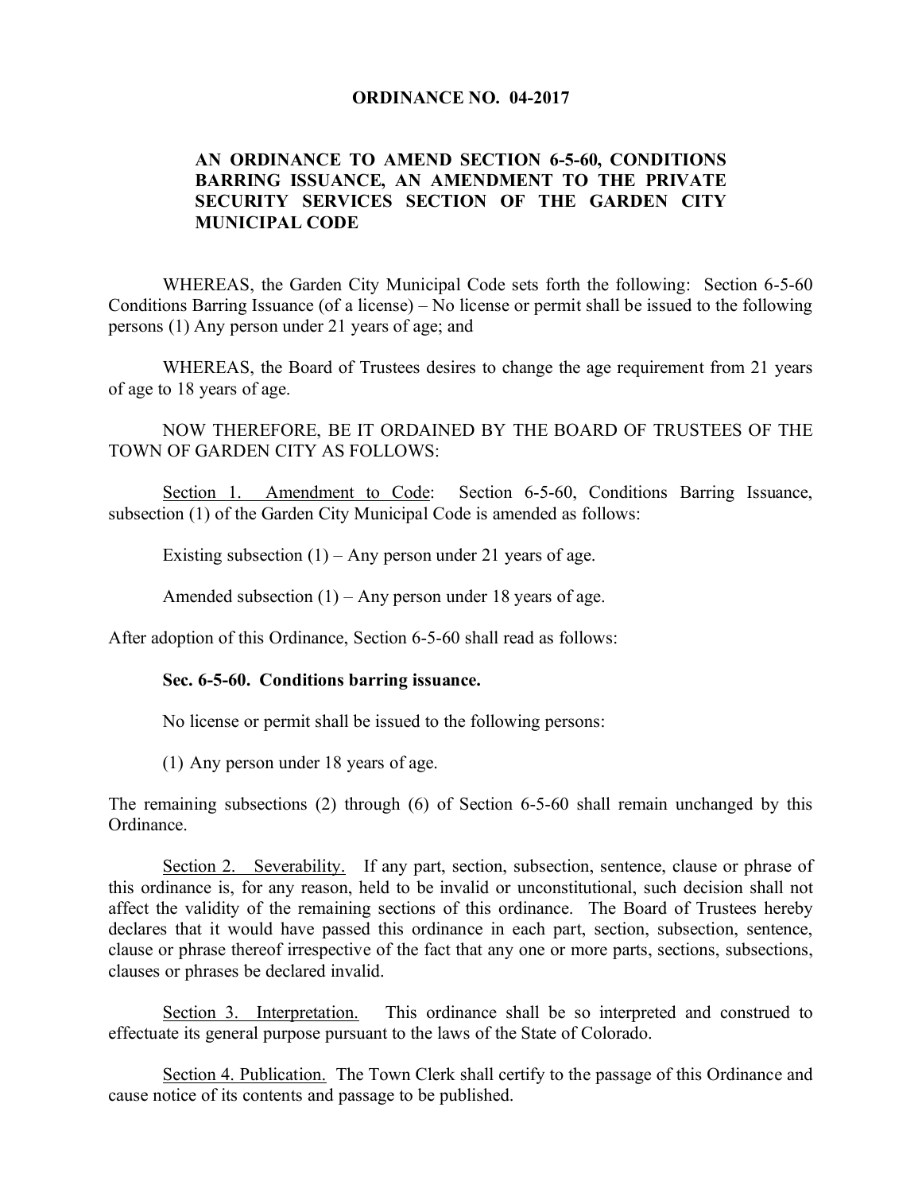# ORDINANCE NO. 04-2017

## AN ORDINANCE TO AMEND SECTION 6-5-60, CONDITIONS BARRING ISSUANCE, AN AMENDMENT TO THE PRIVATE SECURITY SERVICES SECTION OF THE GARDEN CITY MUNICIPAL CODE

WHEREAS, the Garden City Municipal Code sets forth the following: Section 6-5-60 Conditions Barring Issuance (of a license) – No license or permit shall be issued to the following persons (1) Any person under 21 years of age; and

WHEREAS, the Board of Trustees desires to change the age requirement from 21 years of age to 18 years of age.

NOW THEREFORE, BE IT ORDAINED BY THE BOARD OF TRUSTEES OF THE TOWN OF GARDEN CITY AS FOLLOWS:

<u>Section 1. Amendment to Code</u>: Section 6-5-60, Conditions Barring Issuance, subsection (1) of the Garden City Municipal Code is amended as follows:

Existing subsection (1) – Any person under 21 years of age.

Amended subsection (1) – Any person under 18 years of age.

After adoption of this Ordinance, Section 6-5-60 shall read as follows:

**Sec. 6-5-60. Conditions barring issuance.**

No license or permit shall be issued to the following persons:

(1) Any person under 18 years of age.

The remaining subsections (2) through (6) of Section 6-5-60 shall remain unchanged by this Ordinance.

<u>Section 2. Severability.</u> If any part, section, subsection, sentence, clause or phrase of this ordinance is, for any reason, held to be invalid or unconstitutional, such decision shall not affect the validity of the remaining sections of this ordinance. The Board of Trustees hereby declares that it would have passed this ordinance in each part, section, subsection, sentence, clause or phrase thereof irrespective of the fact that any one or more parts, sections, subsections, clauses or phrases be declared invalid.

<u>Section 3. Interpretation.</u> This ordinance shall be so interpreted and construed to effectuate its general purpose pursuant to the laws of the State of Colorado.

<u>Section 4. Publication.</u> The Town Clerk shall certify to the passage of this Ordinance and cause notice of its contents and passage to be published.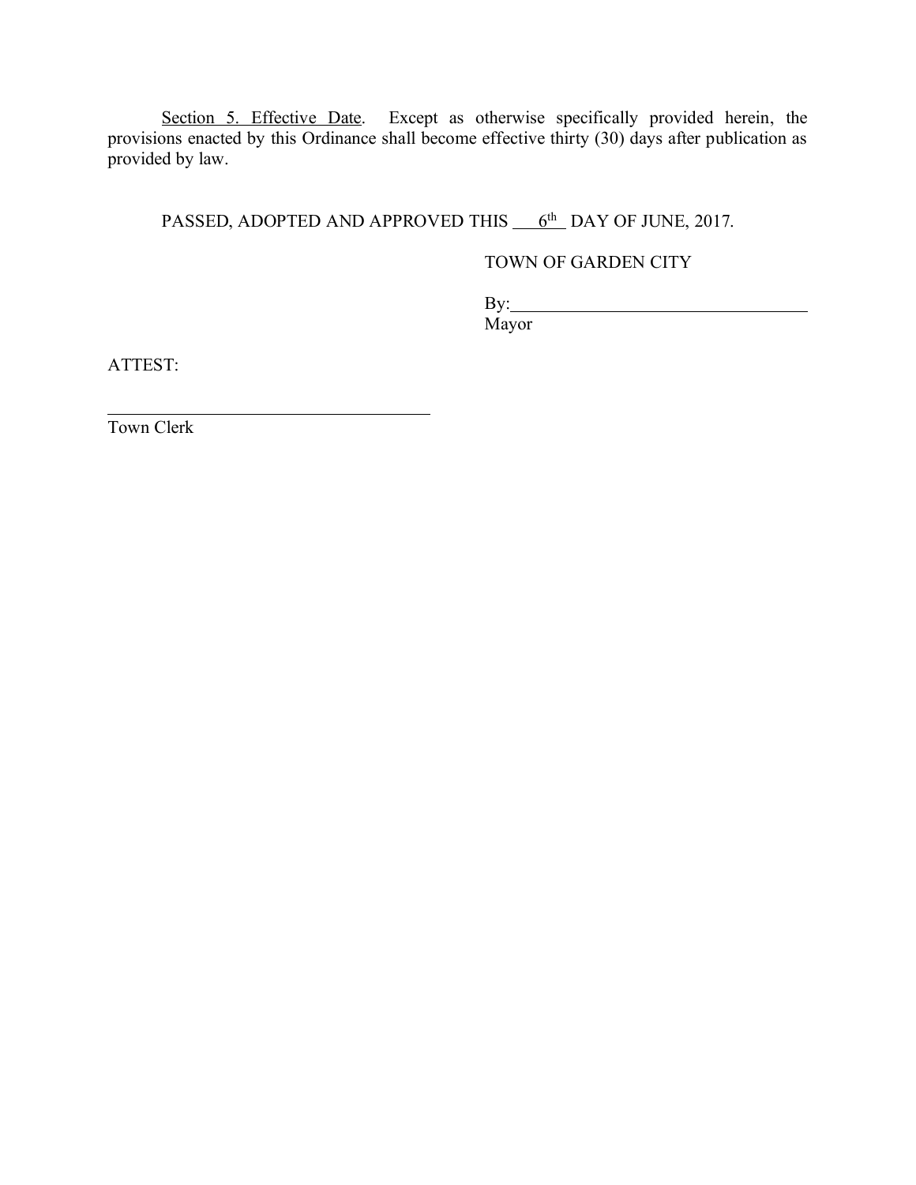Section 5. Effective Date. Except as otherwise specifically provided herein, the provisions enacted by this Ordinance shall become effective thirty (30) days after publication as provided by law.

PASSED, ADOPTED AND APPROVED THIS 6th DAY OF JUNE, 2017.

TOWN OF GARDEN CITY

By:\_\_\_\_\_\_\_\_\_\_\_\_\_\_\_\_\_\_\_\_\_\_\_\_\_\_\_\_\_\_\_\_\_\_

Mayor

ATTEST:

\_\_\_\_\_\_\_\_\_\_\_\_\_\_\_\_\_\_\_\_\_\_\_\_\_\_\_\_\_\_\_\_\_\_\_\_\_\_

Town Clerk